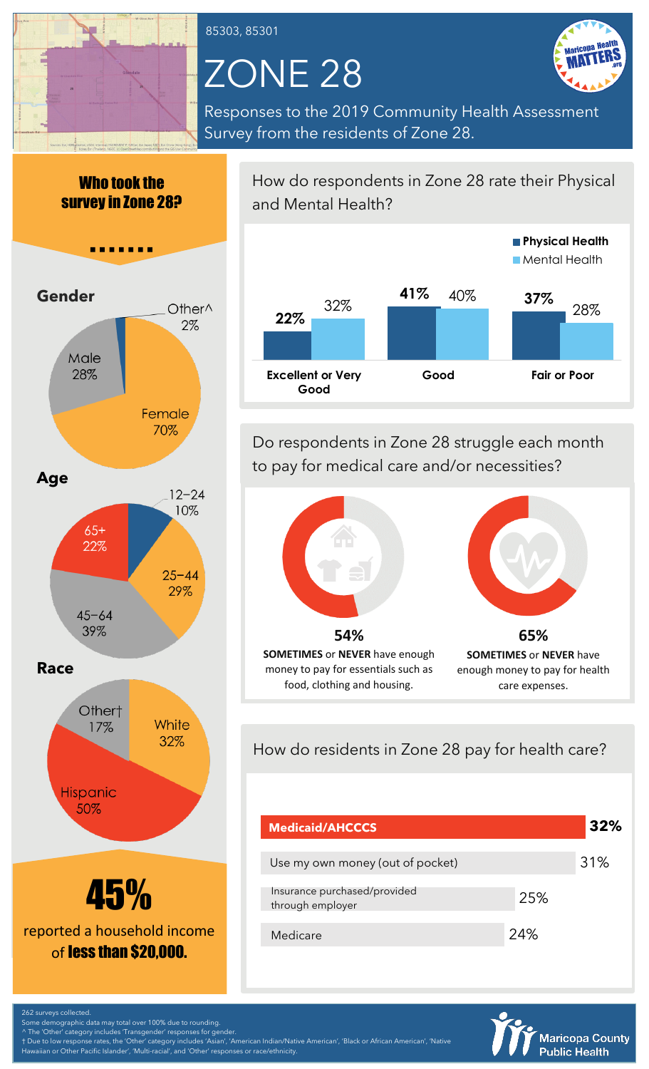85303, 85301

# ZONE 28

Responses to the 2019 Community Health Assessment Survey from the residents of Zone 28.

## Who took the survey in Zone 28?

### Gender

| Gender | Percent |
|---|---|
| Female | 70% |
| Male | 28% |
| Other^ | 2% |

### Age

| Age | Percent |
|---|---|
| 12–24 | 10% |
| 25–44 | 29% |
| 45–64 | 39% |
| 65+ | 22% |

### Race

| Race | Percent |
|---|---|
| White | 32% |
| Hispanic | 50% |
| Other† | 17% |

**45%** reported a household income of **less than $20,000.**

## How do respondents in Zone 28 rate their Physical and Mental Health?

| | Physical Health | Mental Health |
|---|---|---|
| Excellent or Very Good | 22% | 32% |
| Good | 41% | 40% |
| Fair or Poor | 37% | 28% |

## Do respondents in Zone 28 struggle each month to pay for medical care and/or necessities?

**54%** **SOMETIMES** or **NEVER** have enough money to pay for essentials such as food, clothing and housing.

**65%** **SOMETIMES** or **NEVER** have enough money to pay for health care expenses.

## How do residents in Zone 28 pay for health care?

| Payment method | Percent |
|---|---|
| **Medicaid/AHCCCS** | **32%** |
| Use my own money (out of pocket) | 31% |
| Insurance purchased/provided through employer | 25% |
| Medicare | 24% |

262 surveys collected.
Some demographic data may total over 100% due to rounding.
^ The 'Other' category includes 'Transgender' responses for gender.
† Due to low response rates, the 'Other' category includes 'Asian', 'American Indian/Native American', 'Black or African American', 'Native Hawaiian or Other Pacific Islander', 'Multi-racial', and 'Other' responses or race/ethnicity.

Maricopa County Public Health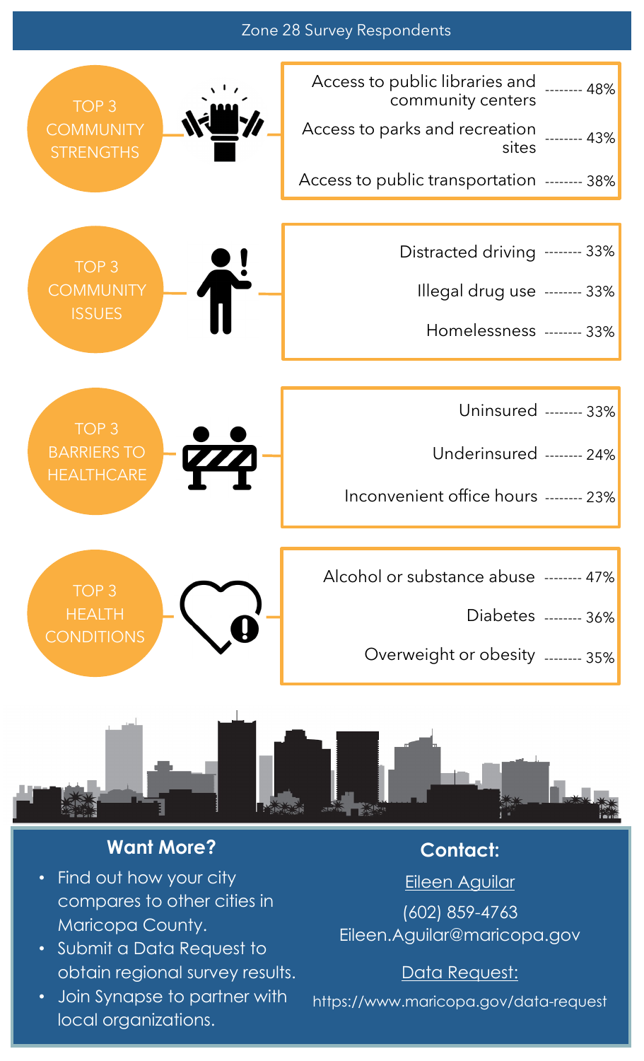## Zone 28 Survey Respondents

### TOP 3 COMMUNITY STRENGTHS

- Access to public libraries and community centers -------- 48%
- Access to parks and recreation sites -------- 43%
- Access to public transportation -------- 38%

### TOP 3 COMMUNITY ISSUES

- Distracted driving -------- 33%
- Illegal drug use -------- 33%
- Homelessness -------- 33%

### TOP 3 BARRIERS TO HEALTHCARE

- Uninsured -------- 33%
- Underinsured -------- 24%
- Inconvenient office hours -------- 23%

### TOP 3 HEALTH CONDITIONS

- Alcohol or substance abuse -------- 47%
- Diabetes -------- 36%
- Overweight or obesity -------- 35%

**Want More?**

- Find out how your city compares to other cities in Maricopa County.
- Submit a Data Request to obtain regional survey results.
- Join Synapse to partner with local organizations.

**Contact:**

Eileen Aguilar

(602) 859-4763

Eileen.Aguilar@maricopa.gov

Data Request:

https://www.maricopa.gov/data-request